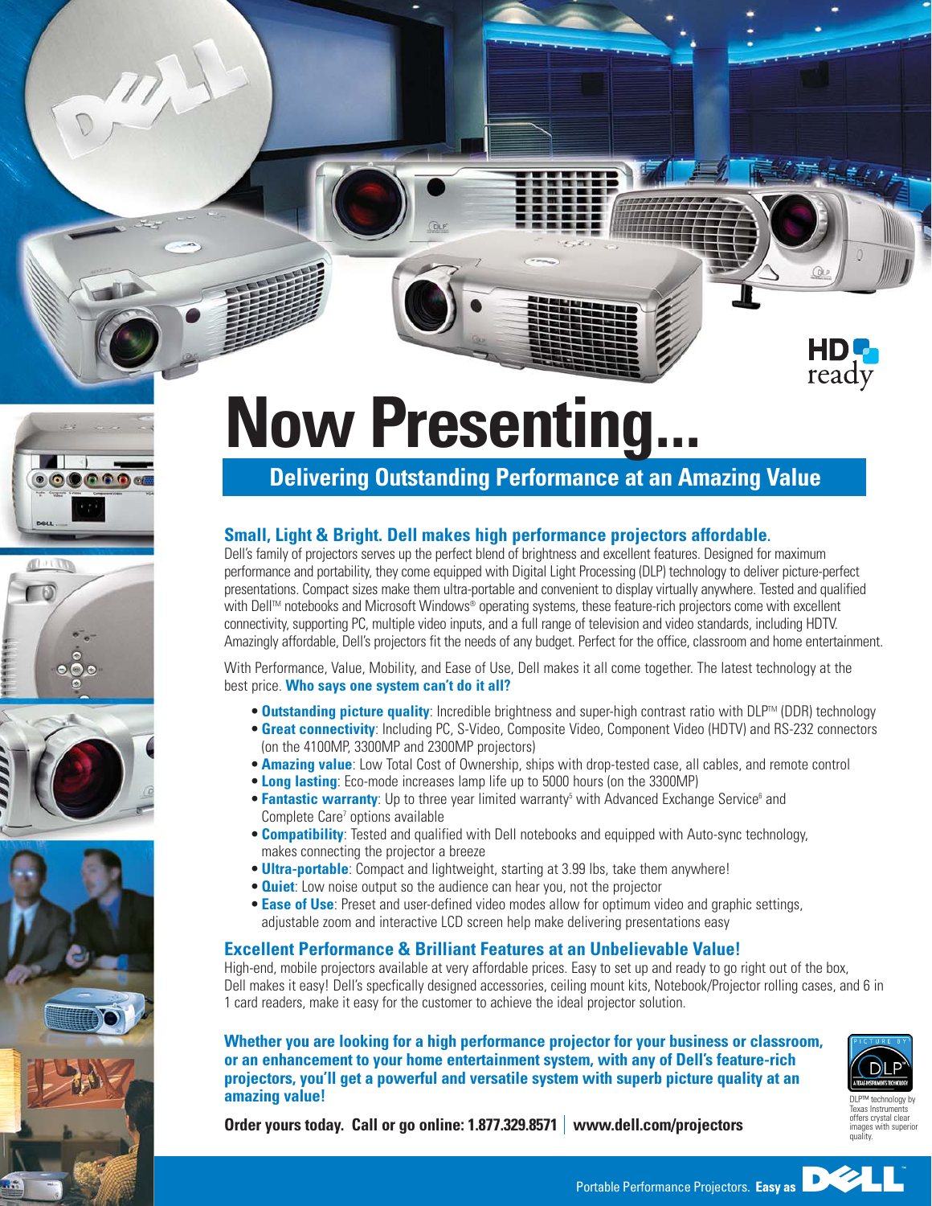# Now Presenting...

## Delivering Outstanding Performance at an Amazing Value

### Small, Light & Bright. Dell makes high performance projectors affordable.

Dell's family of projectors serves up the perfect blend of brightness and excellent features. Designed for maximum performance and portability, they come equipped with Digital Light Processing (DLP) technology to deliver picture-perfect presentations. Compact sizes make them ultra-portable and convenient to display virtually anywhere. Tested and qualified with Dell™ notebooks and Microsoft Windows® operating systems, these feature-rich projectors come with excellent connectivity, supporting PC, multiple video inputs, and a full range of television and video standards, including HDTV. Amazingly affordable, Dell's projectors fit the needs of any budget. Perfect for the office, classroom and home entertainment.

With Performance, Value, Mobility, and Ease of Use, Dell makes it all come together. The latest technology at the best price. **Who says one system can't do it all?**

- **Outstanding picture quality**: Incredible brightness and super-high contrast ratio with DLP™ (DDR) technology
- **Great connectivity**: Including PC, S-Video, Composite Video, Component Video (HDTV) and RS-232 connectors (on the 4100MP, 3300MP and 2300MP projectors)
- **Amazing value**: Low Total Cost of Ownership, ships with drop-tested case, all cables, and remote control
- **Long lasting**: Eco-mode increases lamp life up to 5000 hours (on the 3300MP)
- **Fantastic warranty**: Up to three year limited warranty[5] with Advanced Exchange Service[6] and Complete Care[7] options available
- **Compatibility**: Tested and qualified with Dell notebooks and equipped with Auto-sync technology, makes connecting the projector a breeze
- **Ultra-portable**: Compact and lightweight, starting at 3.99 lbs, take them anywhere!
- **Quiet**: Low noise output so the audience can hear you, not the projector
- **Ease of Use**: Preset and user-defined video modes allow for optimum video and graphic settings, adjustable zoom and interactive LCD screen help make delivering presentations easy

### Excellent Performance & Brilliant Features at an Unbelievable Value!

High-end, mobile projectors available at very affordable prices. Easy to set up and ready to go right out of the box, Dell makes it easy! Dell's specfically designed accessories, ceiling mount kits, Notebook/Projector rolling cases, and 6 in 1 card readers, make it easy for the customer to achieve the ideal projector solution.

**Whether you are looking for a high performance projector for your business or classroom, or an enhancement to your home entertainment system, with any of Dell's feature-rich projectors, you'll get a powerful and versatile system with superb picture quality at an amazing value!**

**Order yours today. Call or go online: 1.877.329.8571 | www.dell.com/projectors**

DLP™ technology by Texas Instruments offers crystal clear images with superior quality.

Portable Performance Projectors. **Easy as** DELL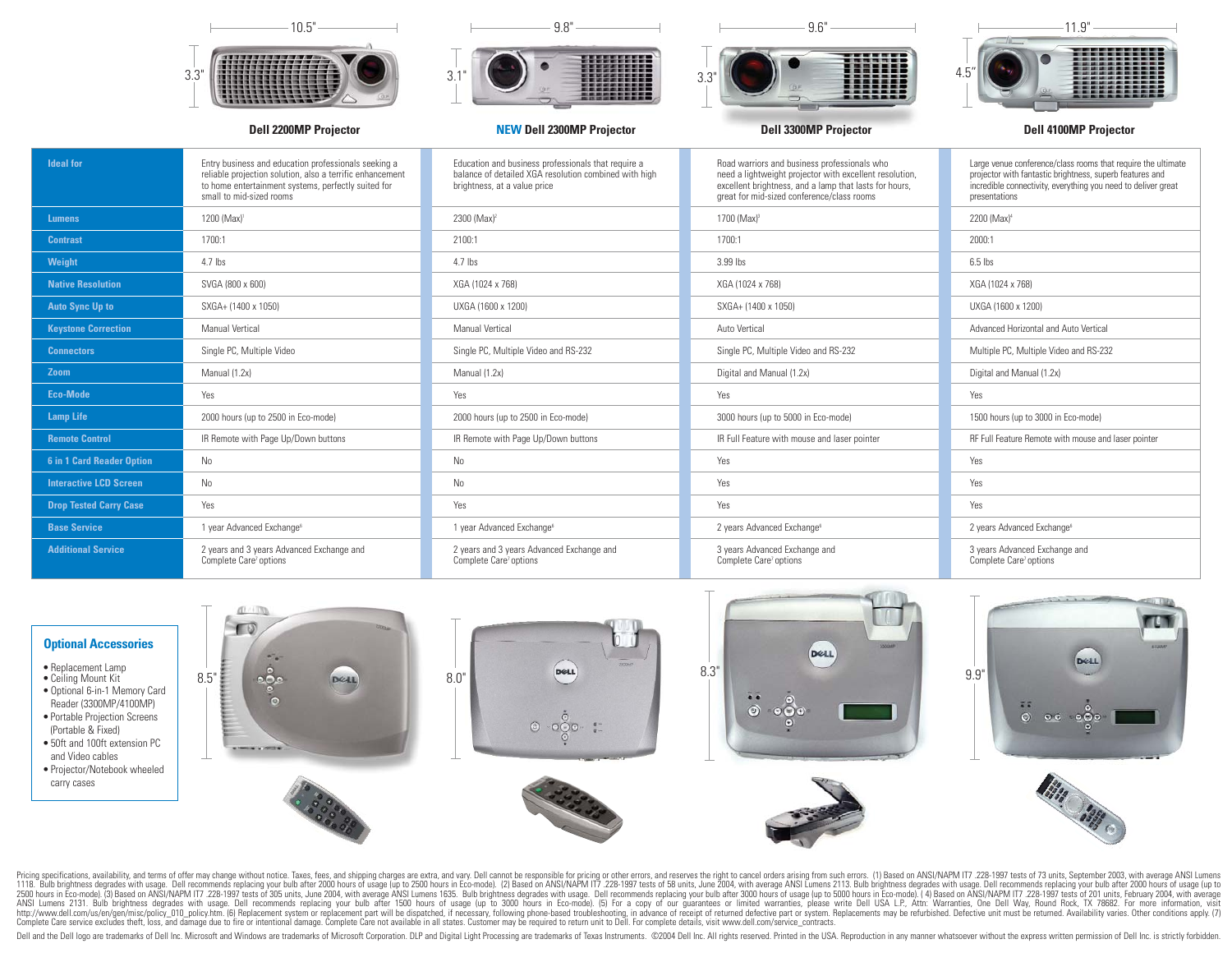| | Dell 2200MP Projector | NEW Dell 2300MP Projector | Dell 3300MP Projector | Dell 4100MP Projector |
|---|---|---|---|---|
| Ideal for | Entry business and education professionals seeking a reliable projection solution, also a terrific enhancement to home entertainment systems, perfectly suited for small to mid-sized rooms | Education and business professionals that require a balance of detailed XGA resolution combined with high brightness, at a value price | Road warriors and business professionals who need a lightweight projector with excellent resolution, excellent brightness, and a lamp that lasts for hours, great for mid-sized conference/class rooms | Large venue conference/class rooms that require the ultimate projector with fantastic brightness, superb features and incredible connectivity, everything you need to deliver great presentations |
| Lumens | 1200 (Max)[1] | 2300 (Max)[2] | 1700 (Max)[3] | 2200 (Max)[4] |
| Contrast | 1700:1 | 2100:1 | 1700:1 | 2000:1 |
| Weight | 4.7 lbs | 4.7 lbs | 3.99 lbs | 6.5 lbs |
| Native Resolution | SVGA (800 x 600) | XGA (1024 x 768) | XGA (1024 x 768) | XGA (1024 x 768) |
| Auto Sync Up to | SXGA+ (1400 x 1050) | UXGA (1600 x 1200) | SXGA+ (1400 x 1050) | UXGA (1600 x 1200) |
| Keystone Correction | Manual Vertical | Manual Vertical | Auto Vertical | Advanced Horizontal and Auto Vertical |
| Connectors | Single PC, Multiple Video | Single PC, Multiple Video and RS-232 | Single PC, Multiple Video and RS-232 | Multiple PC, Multiple Video and RS-232 |
| Zoom | Manual (1.2x) | Manual (1.2x) | Digital and Manual (1.2x) | Digital and Manual (1.2x) |
| Eco-Mode | Yes | Yes | Yes | Yes |
| Lamp Life | 2000 hours (up to 2500 in Eco-mode) | 2000 hours (up to 2500 in Eco-mode) | 3000 hours (up to 5000 in Eco-mode) | 1500 hours (up to 3000 in Eco-mode) |
| Remote Control | IR Remote with Page Up/Down buttons | IR Remote with Page Up/Down buttons | IR Full Feature with mouse and laser pointer | RF Full Feature Remote with mouse and laser pointer |
| 6 in 1 Card Reader Option | No | No | Yes | Yes |
| Interactive LCD Screen | No | No | Yes | Yes |
| Drop Tested Carry Case | Yes | Yes | Yes | Yes |
| Base Service | 1 year Advanced Exchange[6] | 1 year Advanced Exchange[6] | 2 years Advanced Exchange[6] | 2 years Advanced Exchange[6] |
| Additional Service | 2 years and 3 years Advanced Exchange and Complete Care[7] options | 2 years and 3 years Advanced Exchange and Complete Care[7] options | 3 years Advanced Exchange and Complete Care[7] options | 3 years Advanced Exchange and Complete Care[7] options |

Dimensions: Dell 2200MP — 10.5" x 3.3" x 8.5"; Dell 2300MP — 9.8" x 3.1" x 8.0"; Dell 3300MP — 9.6" x 3.3" x 8.3"; Dell 4100MP — 11.9" x 4.5" x 9.9"

## Optional Accessories

- Replacement Lamp
- Ceiling Mount Kit
- Optional 6-in-1 Memory Card Reader (3300MP/4100MP)
- Portable Projection Screens (Portable & Fixed)
- 50ft and 100ft extension PC and Video cables
- Projector/Notebook wheeled carry cases

Pricing specifications, availability, and terms of offer may change without notice. Taxes, fees, and shipping charges are extra, and vary. Dell cannot be responsible for pricing or other errors, and reserves the right to cancel orders arising from such errors. (1) Based on ANSI/NAPM IT7 .228-1997 tests of 73 units, September 2003, with average ANSI Lumens 1118. Bulb brightness degrades with usage. Dell recommends replacing your bulb after 2000 hours of usage (up to 2500 hours in Eco-mode). (2) Based on ANSI/NAPM IT7 .228-1997 tests of 58 units, June 2004, with average ANSI Lumens 2113. Bulb brightness degrades with usage. Dell recommends replacing your bulb after 2000 hours of usage (up to 2500 hours in Eco-mode). (3) Based on ANSI/NAPM IT7 .228-1997 tests of 305 units, June 2004, with average ANSI Lumens 1635. Bulb brightness degrades with usage. Dell recommends replacing your bulb after 3000 hours of usage (up to 5000 hours in Eco-mode). ( 4) Based on ANSI/NAPM IT7 .228-1997 tests of 201 units, February 2004, with average ANSI Lumens 2131. Bulb brightness degrades with usage. Dell recommends replacing your bulb after 1500 hours of usage (up to 3000 hours in Eco-mode). (5) For a copy of our guarantees or limited warranties, please write Dell USA L.P., Attn: Warranties, One Dell Way, Round Rock, TX 78682. For more information, visit http://www.dell.com/us/en/gen/misc/policy_010_policy.htm. (6) Replacement system or replacement part will be dispatched, if necessary, following phone-based troubleshooting, in advance of receipt of returned defective part or system. Replacements may be refurbished. Defective unit must be returned. Availability varies. Other conditions apply. (7) Complete Care service excludes theft, loss, and damage due to fire or intentional damage. Complete Care not available in all states. Customer may be required to return unit to Dell. For complete details, visit www.dell.com/service_contracts.

Dell and the Dell logo are trademarks of Dell Inc. Microsoft and Windows are trademarks of Microsoft Corporation. DLP and Digital Light Processing are trademarks of Texas Instruments. ©2004 Dell Inc. All rights reserved. Printed in the USA. Reproduction in any manner whatsoever without the express written permission of Dell Inc. is strictly forbidden.